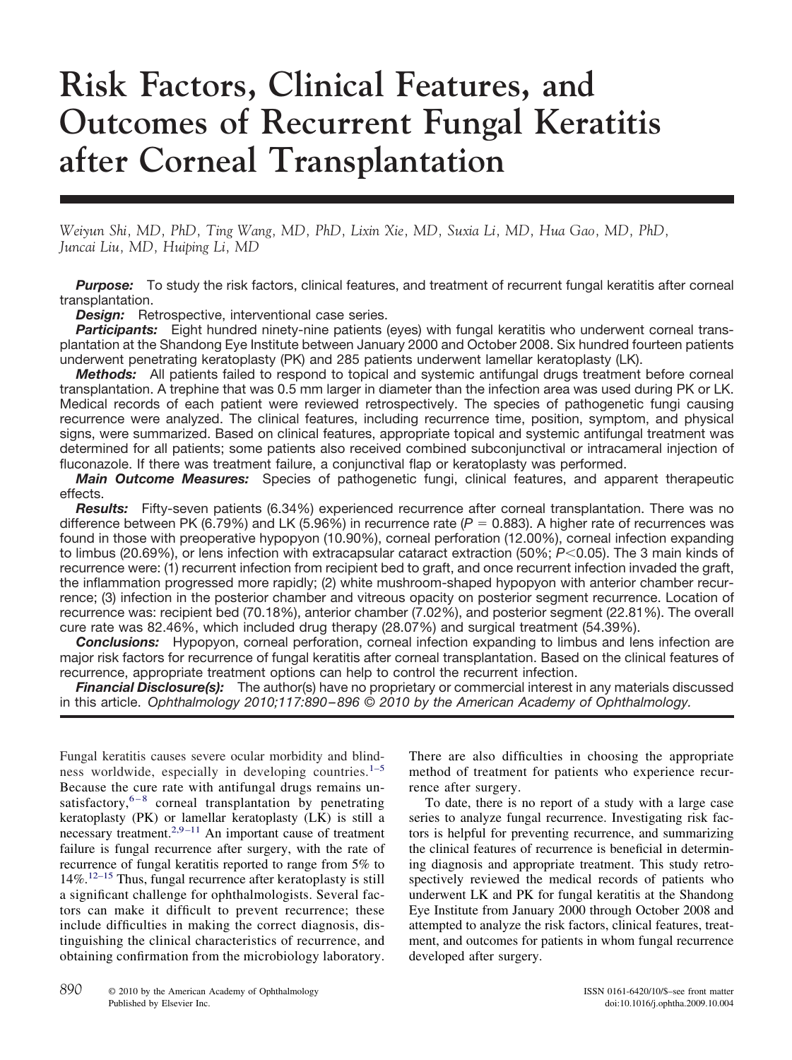# Risk Factors, Clinical Features, and Outcomes of Recurrent Fungal Keratitis after Corneal Transplantation

*Weiyun Shi, MD, PhD, Ting Wang, MD, PhD, Lixin Xie, MD, Suxia Li, MD, Hua Gao, MD, PhD, Juncai Liu, MD, Huiping Li, MD*

***Purpose:*** To study the risk factors, clinical features, and treatment of recurrent fungal keratitis after corneal transplantation.

***Design:*** Retrospective, interventional case series.

***Participants:*** Eight hundred ninety-nine patients (eyes) with fungal keratitis who underwent corneal transplantation at the Shandong Eye Institute between January 2000 and October 2008. Six hundred fourteen patients underwent penetrating keratoplasty (PK) and 285 patients underwent lamellar keratoplasty (LK).

***Methods:*** All patients failed to respond to topical and systemic antifungal drugs treatment before corneal transplantation. A trephine that was 0.5 mm larger in diameter than the infection area was used during PK or LK. Medical records of each patient were reviewed retrospectively. The species of pathogenetic fungi causing recurrence were analyzed. The clinical features, including recurrence time, position, symptom, and physical signs, were summarized. Based on clinical features, appropriate topical and systemic antifungal treatment was determined for all patients; some patients also received combined subconjunctival or intracameral injection of fluconazole. If there was treatment failure, a conjunctival flap or keratoplasty was performed.

***Main Outcome Measures:*** Species of pathogenetic fungi, clinical features, and apparent therapeutic effects.

***Results:*** Fifty-seven patients (6.34%) experienced recurrence after corneal transplantation. There was no difference between PK (6.79%) and LK (5.96%) in recurrence rate ($P = 0.883$). A higher rate of recurrences was found in those with preoperative hypopyon (10.90%), corneal perforation (12.00%), corneal infection expanding to limbus (20.69%), or lens infection with extracapsular cataract extraction (50%; $P<0.05$). The 3 main kinds of recurrence were: (1) recurrent infection from recipient bed to graft, and once recurrent infection invaded the graft, the inflammation progressed more rapidly; (2) white mushroom-shaped hypopyon with anterior chamber recurrence; (3) infection in the posterior chamber and vitreous opacity on posterior segment recurrence. Location of recurrence was: recipient bed (70.18%), anterior chamber (7.02%), and posterior segment (22.81%). The overall cure rate was 82.46%, which included drug therapy (28.07%) and surgical treatment (54.39%).

***Conclusions:*** Hypopyon, corneal perforation, corneal infection expanding to limbus and lens infection are major risk factors for recurrence of fungal keratitis after corneal transplantation. Based on the clinical features of recurrence, appropriate treatment options can help to control the recurrent infection.

***Financial Disclosure(s):*** The author(s) have no proprietary or commercial interest in any materials discussed in this article. *Ophthalmology 2010;117:890–896 © 2010 by the American Academy of Ophthalmology.*

Fungal keratitis causes severe ocular morbidity and blindness worldwide, especially in developing countries.[1–5] Because the cure rate with antifungal drugs remains unsatisfactory,[6–8] corneal transplantation by penetrating keratoplasty (PK) or lamellar keratoplasty (LK) is still a necessary treatment.[2,9–11] An important cause of treatment failure is fungal recurrence after surgery, with the rate of recurrence of fungal keratitis reported to range from 5% to 14%.[12–15] Thus, fungal recurrence after keratoplasty is still a significant challenge for ophthalmologists. Several factors can make it difficult to prevent recurrence; these include difficulties in making the correct diagnosis, distinguishing the clinical characteristics of recurrence, and obtaining confirmation from the microbiology laboratory. There are also difficulties in choosing the appropriate method of treatment for patients who experience recurrence after surgery.

To date, there is no report of a study with a large case series to analyze fungal recurrence. Investigating risk factors is helpful for preventing recurrence, and summarizing the clinical features of recurrence is beneficial in determining diagnosis and appropriate treatment. This study retrospectively reviewed the medical records of patients who underwent LK and PK for fungal keratitis at the Shandong Eye Institute from January 2000 through October 2008 and attempted to analyze the risk factors, clinical features, treatment, and outcomes for patients in whom fungal recurrence developed after surgery.

© 2010 by the American Academy of Ophthalmology
Published by Elsevier Inc.

ISSN 0161-6420/10/$–see front matter
doi:10.1016/j.ophtha.2009.10.004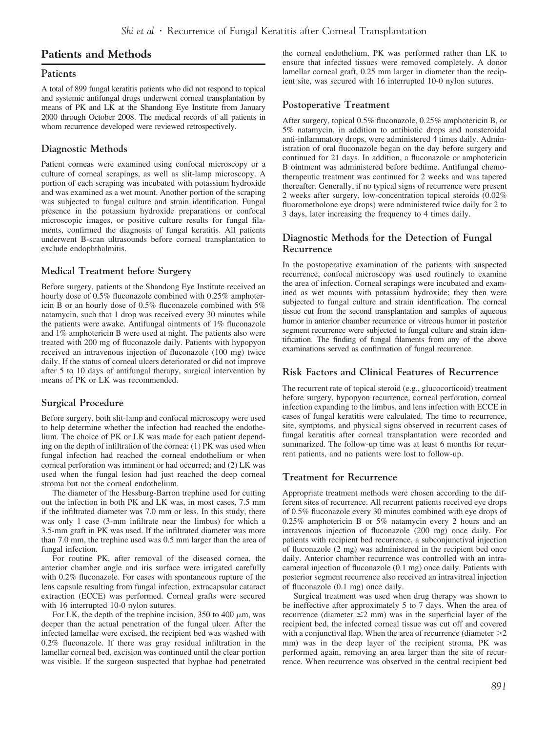## Patients and Methods

### Patients

A total of 899 fungal keratitis patients who did not respond to topical and systemic antifungal drugs underwent corneal transplantation by means of PK and LK at the Shandong Eye Institute from January 2000 through October 2008. The medical records of all patients in whom recurrence developed were reviewed retrospectively.

### Diagnostic Methods

Patient corneas were examined using confocal microscopy or a culture of corneal scrapings, as well as slit-lamp microscopy. A portion of each scraping was incubated with potassium hydroxide and was examined as a wet mount. Another portion of the scraping was subjected to fungal culture and strain identification. Fungal presence in the potassium hydroxide preparations or confocal microscopic images, or positive culture results for fungal filaments, confirmed the diagnosis of fungal keratitis. All patients underwent B-scan ultrasounds before corneal transplantation to exclude endophthalmitis.

### Medical Treatment before Surgery

Before surgery, patients at the Shandong Eye Institute received an hourly dose of 0.5% fluconazole combined with 0.25% amphotericin B or an hourly dose of 0.5% fluconazole combined with 5% natamycin, such that 1 drop was received every 30 minutes while the patients were awake. Antifungal ointments of 1% fluconazole and 1% amphotericin B were used at night. The patients also were treated with 200 mg of fluconazole daily. Patients with hypopyon received an intravenous injection of fluconazole (100 mg) twice daily. If the status of corneal ulcers deteriorated or did not improve after 5 to 10 days of antifungal therapy, surgical intervention by means of PK or LK was recommended.

### Surgical Procedure

Before surgery, both slit-lamp and confocal microscopy were used to help determine whether the infection had reached the endothelium. The choice of PK or LK was made for each patient depending on the depth of infiltration of the cornea: (1) PK was used when fungal infection had reached the corneal endothelium or when corneal perforation was imminent or had occurred; and (2) LK was used when the fungal lesion had just reached the deep corneal stroma but not the corneal endothelium.

The diameter of the Hessburg-Barron trephine used for cutting out the infection in both PK and LK was, in most cases, 7.5 mm if the infiltrated diameter was 7.0 mm or less. In this study, there was only 1 case (3-mm infiltrate near the limbus) for which a 3.5-mm graft in PK was used. If the infiltrated diameter was more than 7.0 mm, the trephine used was 0.5 mm larger than the area of fungal infection.

For routine PK, after removal of the diseased cornea, the anterior chamber angle and iris surface were irrigated carefully with 0.2% fluconazole. For cases with spontaneous rupture of the lens capsule resulting from fungal infection, extracapsular cataract extraction (ECCE) was performed. Corneal grafts were secured with 16 interrupted 10-0 nylon sutures.

For LK, the depth of the trephine incision, 350 to 400 $\mu$m, was deeper than the actual penetration of the fungal ulcer. After the infected lamellae were excised, the recipient bed was washed with 0.2% fluconazole. If there was gray residual infiltration in the lamellar corneal bed, excision was continued until the clear portion was visible. If the surgeon suspected that hyphae had penetrated the corneal endothelium, PK was performed rather than LK to ensure that infected tissues were removed completely. A donor lamellar corneal graft, 0.25 mm larger in diameter than the recipient site, was secured with 16 interrupted 10-0 nylon sutures.

### Postoperative Treatment

After surgery, topical 0.5% fluconazole, 0.25% amphotericin B, or 5% natamycin, in addition to antibiotic drops and nonsteroidal anti-inflammatory drops, were administered 4 times daily. Administration of oral fluconazole began on the day before surgery and continued for 21 days. In addition, a fluconazole or amphotericin B ointment was administered before bedtime. Antifungal chemotherapeutic treatment was continued for 2 weeks and was tapered thereafter. Generally, if no typical signs of recurrence were present 2 weeks after surgery, low-concentration topical steroids (0.02% fluorometholone eye drops) were administered twice daily for 2 to 3 days, later increasing the frequency to 4 times daily.

### Diagnostic Methods for the Detection of Fungal Recurrence

In the postoperative examination of the patients with suspected recurrence, confocal microscopy was used routinely to examine the area of infection. Corneal scrapings were incubated and examined as wet mounts with potassium hydroxide; they then were subjected to fungal culture and strain identification. The corneal tissue cut from the second transplantation and samples of aqueous humor in anterior chamber recurrence or vitreous humor in posterior segment recurrence were subjected to fungal culture and strain identification. The finding of fungal filaments from any of the above examinations served as confirmation of fungal recurrence.

### Risk Factors and Clinical Features of Recurrence

The recurrent rate of topical steroid (e.g., glucocorticoid) treatment before surgery, hypopyon recurrence, corneal perforation, corneal infection expanding to the limbus, and lens infection with ECCE in cases of fungal keratitis were calculated. The time to recurrence, site, symptoms, and physical signs observed in recurrent cases of fungal keratitis after corneal transplantation were recorded and summarized. The follow-up time was at least 6 months for recurrent patients, and no patients were lost to follow-up.

### Treatment for Recurrence

Appropriate treatment methods were chosen according to the different sites of recurrence. All recurrent patients received eye drops of 0.5% fluconazole every 30 minutes combined with eye drops of 0.25% amphotericin B or 5% natamycin every 2 hours and an intravenous injection of fluconazole (200 mg) once daily. For patients with recipient bed recurrence, a subconjunctival injection of fluconazole (2 mg) was administered in the recipient bed once daily. Anterior chamber recurrence was controlled with an intracameral injection of fluconazole (0.1 mg) once daily. Patients with posterior segment recurrence also received an intravitreal injection of fluconazole (0.1 mg) once daily.

Surgical treatment was used when drug therapy was shown to be ineffective after approximately 5 to 7 days. When the area of recurrence (diameter $\leq$2 mm) was in the superficial layer of the recipient bed, the infected corneal tissue was cut off and covered with a conjunctival flap. When the area of recurrence (diameter >2 mm) was in the deep layer of the recipient stroma, PK was performed again, removing an area larger than the site of recurrence. When recurrence was observed in the central recipient bed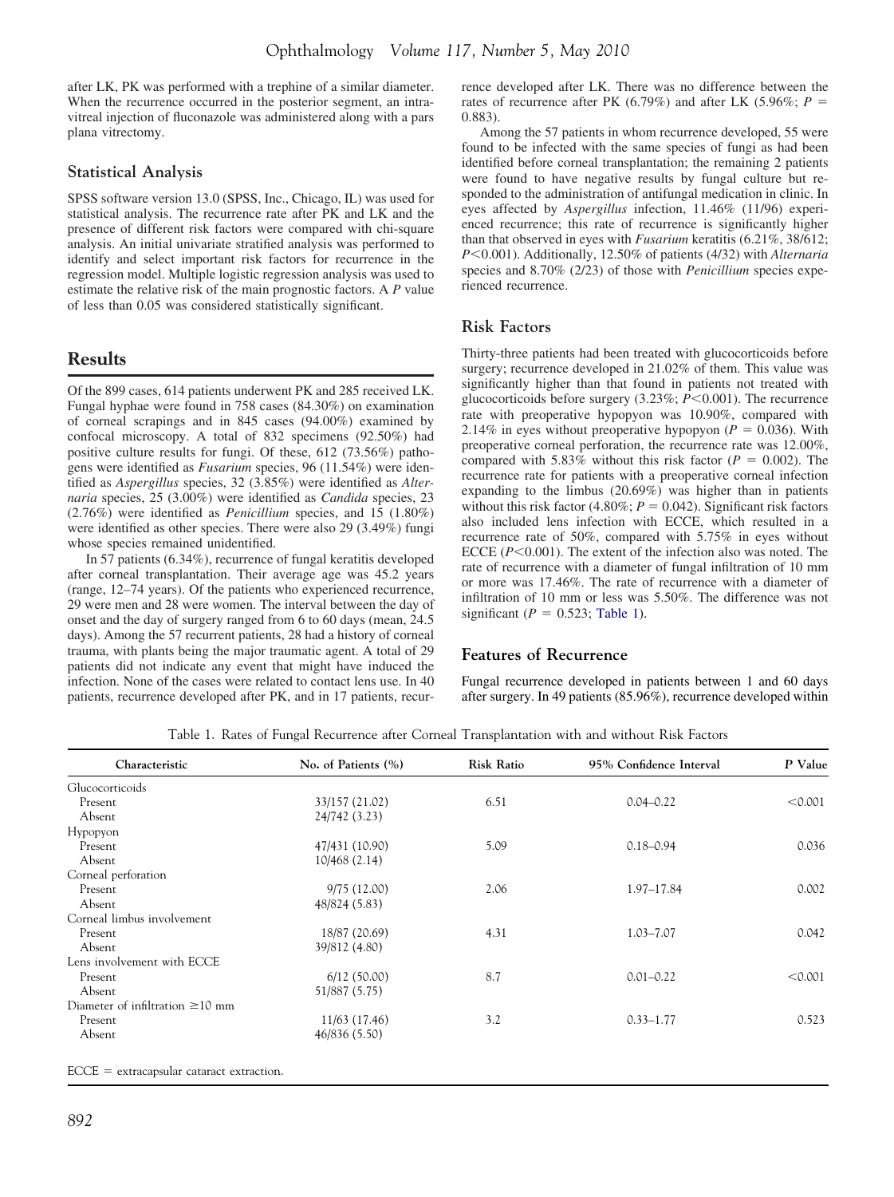after LK, PK was performed with a trephine of a similar diameter. When the recurrence occurred in the posterior segment, an intravitreal injection of fluconazole was administered along with a pars plana vitrectomy.

### Statistical Analysis

SPSS software version 13.0 (SPSS, Inc., Chicago, IL) was used for statistical analysis. The recurrence rate after PK and LK and the presence of different risk factors were compared with chi-square analysis. An initial univariate stratified analysis was performed to identify and select important risk factors for recurrence in the regression model. Multiple logistic regression analysis was used to estimate the relative risk of the main prognostic factors. A $P$ value of less than 0.05 was considered statistically significant.

## Results

Of the 899 cases, 614 patients underwent PK and 285 received LK. Fungal hyphae were found in 758 cases (84.30%) on examination of corneal scrapings and in 845 cases (94.00%) examined by confocal microscopy. A total of 832 specimens (92.50%) had positive culture results for fungi. Of these, 612 (73.56%) pathogens were identified as *Fusarium* species, 96 (11.54%) were identified as *Aspergillus* species, 32 (3.85%) were identified as *Alternaria* species, 25 (3.00%) were identified as *Candida* species, 23 (2.76%) were identified as *Penicillium* species, and 15 (1.80%) were identified as other species. There were also 29 (3.49%) fungi whose species remained unidentified.

In 57 patients (6.34%), recurrence of fungal keratitis developed after corneal transplantation. Their average age was 45.2 years (range, 12–74 years). Of the patients who experienced recurrence, 29 were men and 28 were women. The interval between the day of onset and the day of surgery ranged from 6 to 60 days (mean, 24.5 days). Among the 57 recurrent patients, 28 had a history of corneal trauma, with plants being the major traumatic agent. A total of 29 patients did not indicate any event that might have induced the infection. None of the cases were related to contact lens use. In 40 patients, recurrence developed after PK, and in 17 patients, recurrence developed after LK. There was no difference between the rates of recurrence after PK (6.79%) and after LK (5.96%; $P = 0.883$).

Among the 57 patients in whom recurrence developed, 55 were found to be infected with the same species of fungi as had been identified before corneal transplantation; the remaining 2 patients were found to have negative results by fungal culture but responded to the administration of antifungal medication in clinic. In eyes affected by *Aspergillus* infection, 11.46% (11/96) experienced recurrence; this rate of recurrence is significantly higher than that observed in eyes with *Fusarium* keratitis (6.21%, 38/612; $P<0.001$). Additionally, 12.50% of patients (4/32) with *Alternaria* species and 8.70% (2/23) of those with *Penicillium* species experienced recurrence.

### Risk Factors

Thirty-three patients had been treated with glucocorticoids before surgery; recurrence developed in 21.02% of them. This value was significantly higher than that found in patients not treated with glucocorticoids before surgery (3.23%; $P<0.001$). The recurrence rate with preoperative hypopyon was 10.90%, compared with 2.14% in eyes without preoperative hypopyon ($P = 0.036$). With preoperative corneal perforation, the recurrence rate was 12.00%, compared with 5.83% without this risk factor ($P = 0.002$). The recurrence rate for patients with a preoperative corneal infection expanding to the limbus (20.69%) was higher than in patients without this risk factor (4.80%; $P = 0.042$). Significant risk factors also included lens infection with ECCE, which resulted in a recurrence rate of 50%, compared with 5.75% in eyes without ECCE ($P<0.001$). The extent of the infection also was noted. The rate of recurrence with a diameter of fungal infiltration of 10 mm or more was 17.46%. The rate of recurrence with a diameter of infiltration of 10 mm or less was 5.50%. The difference was not significant ($P = 0.523$; Table 1).

### Features of Recurrence

Fungal recurrence developed in patients between 1 and 60 days after surgery. In 49 patients (85.96%), recurrence developed within

Table 1. Rates of Fungal Recurrence after Corneal Transplantation with and without Risk Factors

| Characteristic | No. of Patients (%) | Risk Ratio | 95% Confidence Interval | P Value |
|---|---|---|---|---|
| Glucocorticoids | | | | |
| Present | 33/157 (21.02) | 6.51 | 0.04–0.22 | <0.001 |
| Absent | 24/742 (3.23) | | | |
| Hypopyon | | | | |
| Present | 47/431 (10.90) | 5.09 | 0.18–0.94 | 0.036 |
| Absent | 10/468 (2.14) | | | |
| Corneal perforation | | | | |
| Present | 9/75 (12.00) | 2.06 | 1.97–17.84 | 0.002 |
| Absent | 48/824 (5.83) | | | |
| Corneal limbus involvement | | | | |
| Present | 18/87 (20.69) | 4.31 | 1.03–7.07 | 0.042 |
| Absent | 39/812 (4.80) | | | |
| Lens involvement with ECCE | | | | |
| Present | 6/12 (50.00) | 8.7 | 0.01–0.22 | <0.001 |
| Absent | 51/887 (5.75) | | | |
| Diameter of infiltration ≥10 mm | | | | |
| Present | 11/63 (17.46) | 3.2 | 0.33–1.77 | 0.523 |
| Absent | 46/836 (5.50) | | | |

ECCE = extracapsular cataract extraction.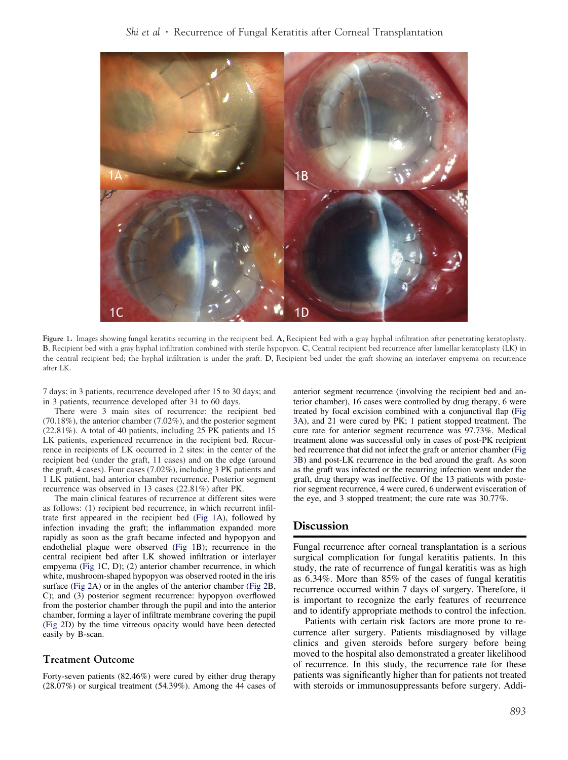Figure 1. Images showing fungal keratitis recurring in the recipient bed. **A**, Recipient bed with a gray hyphal infiltration after penetrating keratoplasty. **B**, Recipient bed with a gray hyphal infiltration combined with sterile hypopyon. **C**, Central recipient bed recurrence after lamellar keratoplasty (LK) in the central recipient bed; the hyphal infiltration is under the graft. **D**, Recipient bed under the graft showing an interlayer empyema on recurrence after LK.

7 days; in 3 patients, recurrence developed after 15 to 30 days; and in 3 patients, recurrence developed after 31 to 60 days.

There were 3 main sites of recurrence: the recipient bed (70.18%), the anterior chamber (7.02%), and the posterior segment (22.81%). A total of 40 patients, including 25 PK patients and 15 LK patients, experienced recurrence in the recipient bed. Recurrence in recipients of LK occurred in 2 sites: in the center of the recipient bed (under the graft, 11 cases) and on the edge (around the graft, 4 cases). Four cases (7.02%), including 3 PK patients and 1 LK patient, had anterior chamber recurrence. Posterior segment recurrence was observed in 13 cases (22.81%) after PK.

The main clinical features of recurrence at different sites were as follows: (1) recipient bed recurrence, in which recurrent infiltrate first appeared in the recipient bed (Fig 1A), followed by infection invading the graft; the inflammation expanded more rapidly as soon as the graft became infected and hypopyon and endothelial plaque were observed (Fig 1B); recurrence in the central recipient bed after LK showed infiltration or interlayer empyema (Fig 1C, D); (2) anterior chamber recurrence, in which white, mushroom-shaped hypopyon was observed rooted in the iris surface (Fig 2A) or in the angles of the anterior chamber (Fig 2B, C); and (3) posterior segment recurrence: hypopyon overflowed from the posterior chamber through the pupil and into the anterior chamber, forming a layer of infiltrate membrane covering the pupil (Fig 2D) by the time vitreous opacity would have been detected easily by B-scan.

## Treatment Outcome

Forty-seven patients (82.46%) were cured by either drug therapy (28.07%) or surgical treatment (54.39%). Among the 44 cases of anterior segment recurrence (involving the recipient bed and anterior chamber), 16 cases were controlled by drug therapy, 6 were treated by focal excision combined with a conjunctival flap (Fig 3A), and 21 were cured by PK; 1 patient stopped treatment. The cure rate for anterior segment recurrence was 97.73%. Medical treatment alone was successful only in cases of post-PK recipient bed recurrence that did not infect the graft or anterior chamber (Fig 3B) and post-LK recurrence in the bed around the graft. As soon as the graft was infected or the recurring infection went under the graft, drug therapy was ineffective. Of the 13 patients with posterior segment recurrence, 4 were cured, 6 underwent evisceration of the eye, and 3 stopped treatment; the cure rate was 30.77%.

## Discussion

Fungal recurrence after corneal transplantation is a serious surgical complication for fungal keratitis patients. In this study, the rate of recurrence of fungal keratitis was as high as 6.34%. More than 85% of the cases of fungal keratitis recurrence occurred within 7 days of surgery. Therefore, it is important to recognize the early features of recurrence and to identify appropriate methods to control the infection.

Patients with certain risk factors are more prone to recurrence after surgery. Patients misdiagnosed by village clinics and given steroids before surgery before being moved to the hospital also demonstrated a greater likelihood of recurrence. In this study, the recurrence rate for these patients was significantly higher than for patients not treated with steroids or immunosuppressants before surgery. Addi-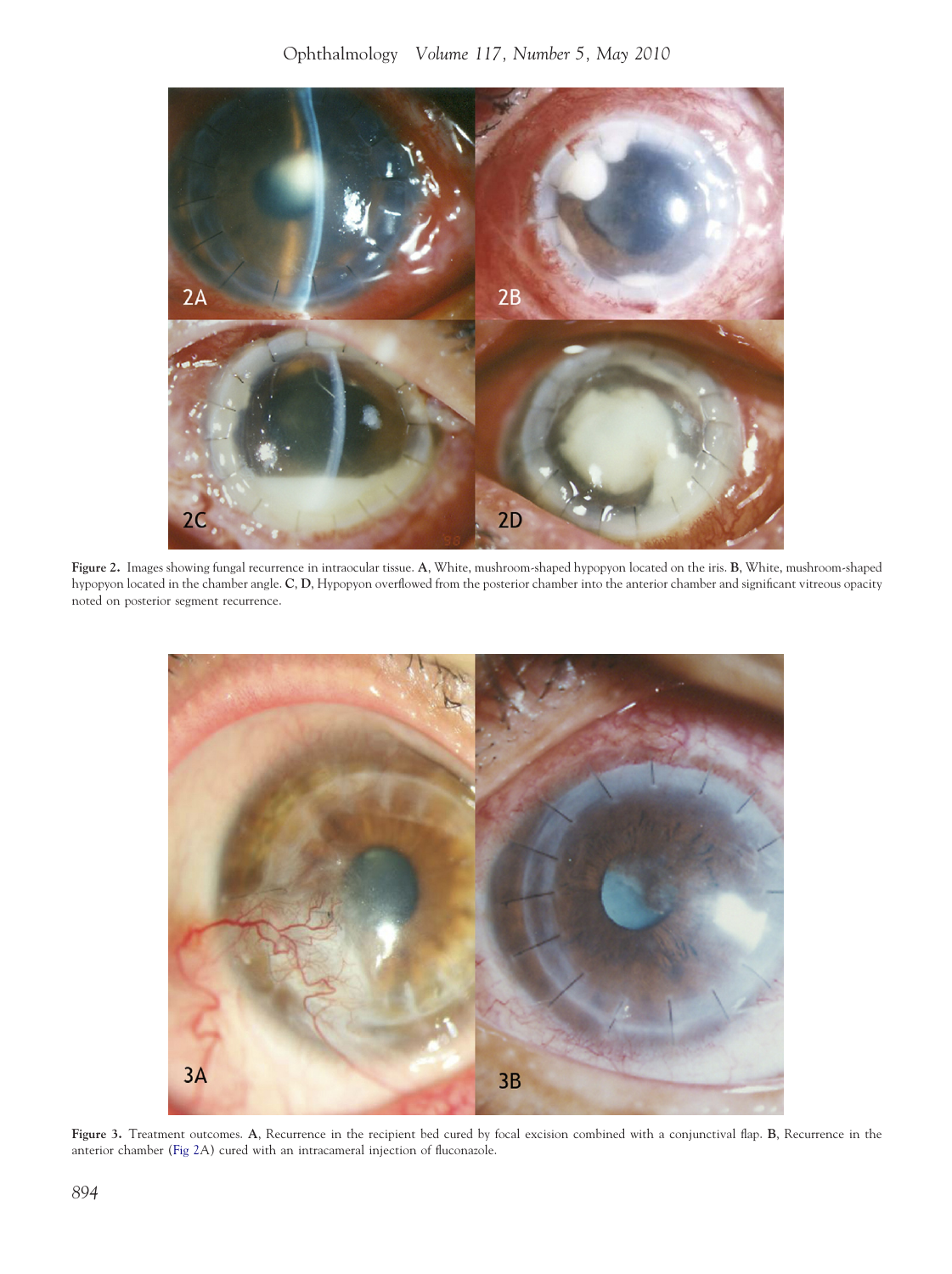**Figure 2.** Images showing fungal recurrence in intraocular tissue. **A**, White, mushroom-shaped hypopyon located on the iris. **B**, White, mushroom-shaped hypopyon located in the chamber angle. **C**, **D**, Hypopyon overflowed from the posterior chamber into the anterior chamber and significant vitreous opacity noted on posterior segment recurrence.

**Figure 3.** Treatment outcomes. **A**, Recurrence in the recipient bed cured by focal excision combined with a conjunctival flap. **B**, Recurrence in the anterior chamber (Fig 2A) cured with an intracameral injection of fluconazole.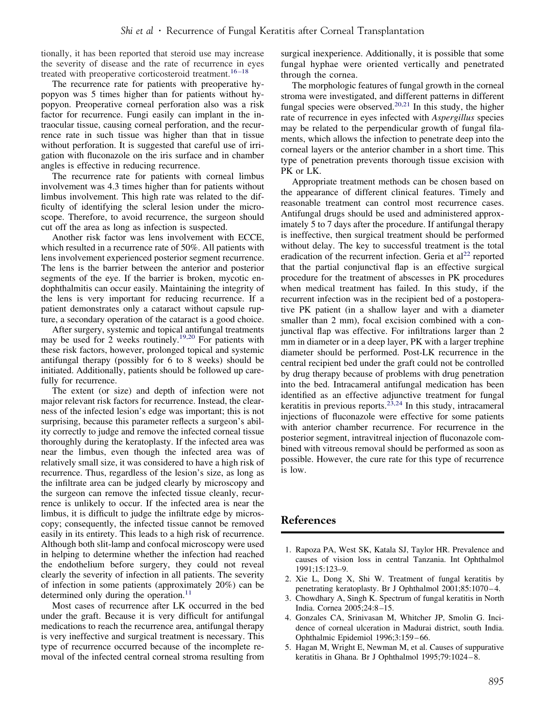tionally, it has been reported that steroid use may increase the severity of disease and the rate of recurrence in eyes treated with preoperative corticosteroid treatment.[16–18]

The recurrence rate for patients with preoperative hypopyon was 5 times higher than for patients without hypopyon. Preoperative corneal perforation also was a risk factor for recurrence. Fungi easily can implant in the intraocular tissue, causing corneal perforation, and the recurrence rate in such tissue was higher than that in tissue without perforation. It is suggested that careful use of irrigation with fluconazole on the iris surface and in chamber angles is effective in reducing recurrence.

The recurrence rate for patients with corneal limbus involvement was 4.3 times higher than for patients without limbus involvement. This high rate was related to the difficulty of identifying the scleral lesion under the microscope. Therefore, to avoid recurrence, the surgeon should cut off the area as long as infection is suspected.

Another risk factor was lens involvement with ECCE, which resulted in a recurrence rate of 50%. All patients with lens involvement experienced posterior segment recurrence. The lens is the barrier between the anterior and posterior segments of the eye. If the barrier is broken, mycotic endophthalmitis can occur easily. Maintaining the integrity of the lens is very important for reducing recurrence. If a patient demonstrates only a cataract without capsule rupture, a secondary operation of the cataract is a good choice.

After surgery, systemic and topical antifungal treatments may be used for 2 weeks routinely.[19,20] For patients with these risk factors, however, prolonged topical and systemic antifungal therapy (possibly for 6 to 8 weeks) should be initiated. Additionally, patients should be followed up carefully for recurrence.

The extent (or size) and depth of infection were not major relevant risk factors for recurrence. Instead, the clearness of the infected lesion's edge was important; this is not surprising, because this parameter reflects a surgeon's ability correctly to judge and remove the infected corneal tissue thoroughly during the keratoplasty. If the infected area was near the limbus, even though the infected area was of relatively small size, it was considered to have a high risk of recurrence. Thus, regardless of the lesion's size, as long as the infiltrate area can be judged clearly by microscopy and the surgeon can remove the infected tissue cleanly, recurrence is unlikely to occur. If the infected area is near the limbus, it is difficult to judge the infiltrate edge by microscopy; consequently, the infected tissue cannot be removed easily in its entirety. This leads to a high risk of recurrence. Although both slit-lamp and confocal microscopy were used in helping to determine whether the infection had reached the endothelium before surgery, they could not reveal clearly the severity of infection in all patients. The severity of infection in some patients (approximately 20%) can be determined only during the operation.[11]

Most cases of recurrence after LK occurred in the bed under the graft. Because it is very difficult for antifungal medications to reach the recurrence area, antifungal therapy is very ineffective and surgical treatment is necessary. This type of recurrence occurred because of the incomplete removal of the infected central corneal stroma resulting from surgical inexperience. Additionally, it is possible that some fungal hyphae were oriented vertically and penetrated through the cornea.

The morphologic features of fungal growth in the corneal stroma were investigated, and different patterns in different fungal species were observed.[20,21] In this study, the higher rate of recurrence in eyes infected with *Aspergillus* species may be related to the perpendicular growth of fungal filaments, which allows the infection to penetrate deep into the corneal layers or the anterior chamber in a short time. This type of penetration prevents thorough tissue excision with PK or LK.

Appropriate treatment methods can be chosen based on the appearance of different clinical features. Timely and reasonable treatment can control most recurrence cases. Antifungal drugs should be used and administered approximately 5 to 7 days after the procedure. If antifungal therapy is ineffective, then surgical treatment should be performed without delay. The key to successful treatment is the total eradication of the recurrent infection. Geria et al[22] reported that the partial conjunctival flap is an effective surgical procedure for the treatment of abscesses in PK procedures when medical treatment has failed. In this study, if the recurrent infection was in the recipient bed of a postoperative PK patient (in a shallow layer and with a diameter smaller than 2 mm), focal excision combined with a conjunctival flap was effective. For infiltrations larger than 2 mm in diameter or in a deep layer, PK with a larger trephine diameter should be performed. Post-LK recurrence in the central recipient bed under the graft could not be controlled by drug therapy because of problems with drug penetration into the bed. Intracameral antifungal medication has been identified as an effective adjunctive treatment for fungal keratitis in previous reports.[23,24] In this study, intracameral injections of fluconazole were effective for some patients with anterior chamber recurrence. For recurrence in the posterior segment, intravitreal injection of fluconazole combined with vitreous removal should be performed as soon as possible. However, the cure rate for this type of recurrence is low.

## References

1. Rapoza PA, West SK, Katala SJ, Taylor HR. Prevalence and causes of vision loss in central Tanzania. Int Ophthalmol 1991;15:123–9.
2. Xie L, Dong X, Shi W. Treatment of fungal keratitis by penetrating keratoplasty. Br J Ophthalmol 2001;85:1070–4.
3. Chowdhary A, Singh K. Spectrum of fungal keratitis in North India. Cornea 2005;24:8–15.
4. Gonzales CA, Srinivasan M, Whitcher JP, Smolin G. Incidence of corneal ulceration in Madurai district, south India. Ophthalmic Epidemiol 1996;3:159–66.
5. Hagan M, Wright E, Newman M, et al. Causes of suppurative keratitis in Ghana. Br J Ophthalmol 1995;79:1024–8.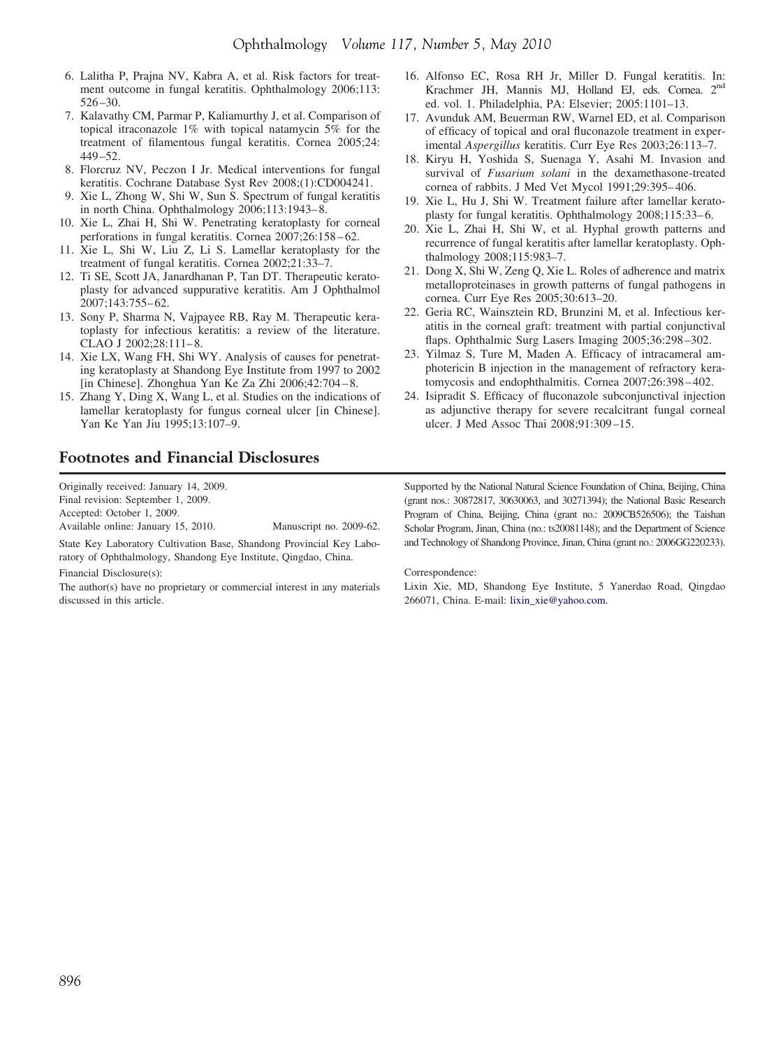6. Lalitha P, Prajna NV, Kabra A, et al. Risk factors for treatment outcome in fungal keratitis. Ophthalmology 2006;113:526–30.
7. Kalavathy CM, Parmar P, Kaliamurthy J, et al. Comparison of topical itraconazole 1% with topical natamycin 5% for the treatment of filamentous fungal keratitis. Cornea 2005;24:449–52.
8. Florcruz NV, Peczon I Jr. Medical interventions for fungal keratitis. Cochrane Database Syst Rev 2008;(1):CD004241.
9. Xie L, Zhong W, Shi W, Sun S. Spectrum of fungal keratitis in north China. Ophthalmology 2006;113:1943–8.
10. Xie L, Zhai H, Shi W. Penetrating keratoplasty for corneal perforations in fungal keratitis. Cornea 2007;26:158–62.
11. Xie L, Shi W, Liu Z, Li S. Lamellar keratoplasty for the treatment of fungal keratitis. Cornea 2002;21:33–7.
12. Ti SE, Scott JA, Janardhanan P, Tan DT. Therapeutic keratoplasty for advanced suppurative keratitis. Am J Ophthalmol 2007;143:755–62.
13. Sony P, Sharma N, Vajpayee RB, Ray M. Therapeutic keratoplasty for infectious keratitis: a review of the literature. CLAO J 2002;28:111–8.
14. Xie LX, Wang FH, Shi WY. Analysis of causes for penetrating keratoplasty at Shandong Eye Institute from 1997 to 2002 [in Chinese]. Zhonghua Yan Ke Za Zhi 2006;42:704–8.
15. Zhang Y, Ding X, Wang L, et al. Studies on the indications of lamellar keratoplasty for fungus corneal ulcer [in Chinese]. Yan Ke Yan Jiu 1995;13:107–9.
16. Alfonso EC, Rosa RH Jr, Miller D. Fungal keratitis. In: Krachmer JH, Mannis MJ, Holland EJ, eds. Cornea. 2nd ed. vol. 1. Philadelphia, PA: Elsevier; 2005:1101–13.
17. Avunduk AM, Beuerman RW, Warnel ED, et al. Comparison of efficacy of topical and oral fluconazole treatment in experimental *Aspergillus* keratitis. Curr Eye Res 2003;26:113–7.
18. Kiryu H, Yoshida S, Suenaga Y, Asahi M. Invasion and survival of *Fusarium solani* in the dexamethasone-treated cornea of rabbits. J Med Vet Mycol 1991;29:395–406.
19. Xie L, Hu J, Shi W. Treatment failure after lamellar keratoplasty for fungal keratitis. Ophthalmology 2008;115:33–6.
20. Xie L, Zhai H, Shi W, et al. Hyphal growth patterns and recurrence of fungal keratitis after lamellar keratoplasty. Ophthalmology 2008;115:983–7.
21. Dong X, Shi W, Zeng Q, Xie L. Roles of adherence and matrix metalloproteinases in growth patterns of fungal pathogens in cornea. Curr Eye Res 2005;30:613–20.
22. Geria RC, Wainsztein RD, Brunzini M, et al. Infectious keratitis in the corneal graft: treatment with partial conjunctival flaps. Ophthalmic Surg Lasers Imaging 2005;36:298–302.
23. Yilmaz S, Ture M, Maden A. Efficacy of intracameral amphotericin B injection in the management of refractory keratomycosis and endophthalmitis. Cornea 2007;26:398–402.
24. Isipradit S. Efficacy of fluconazole subconjunctival injection as adjunctive therapy for severe recalcitrant fungal corneal ulcer. J Med Assoc Thai 2008;91:309–15.

## Footnotes and Financial Disclosures

Originally received: January 14, 2009.
Final revision: September 1, 2009.
Accepted: October 1, 2009.
Available online: January 15, 2010. Manuscript no. 2009-62.

State Key Laboratory Cultivation Base, Shandong Provincial Key Laboratory of Ophthalmology, Shandong Eye Institute, Qingdao, China.

Financial Disclosure(s):

The author(s) have no proprietary or commercial interest in any materials discussed in this article.

Supported by the National Natural Science Foundation of China, Beijing, China (grant nos.: 30872817, 30630063, and 30271394); the National Basic Research Program of China, Beijing, China (grant no.: 2009CB526506); the Taishan Scholar Program, Jinan, China (no.: ts20081148); and the Department of Science and Technology of Shandong Province, Jinan, China (grant no.: 2006GG220233).

Correspondence:

Lixin Xie, MD, Shandong Eye Institute, 5 Yanerdao Road, Qingdao 266071, China. E-mail: lixin_xie@yahoo.com.